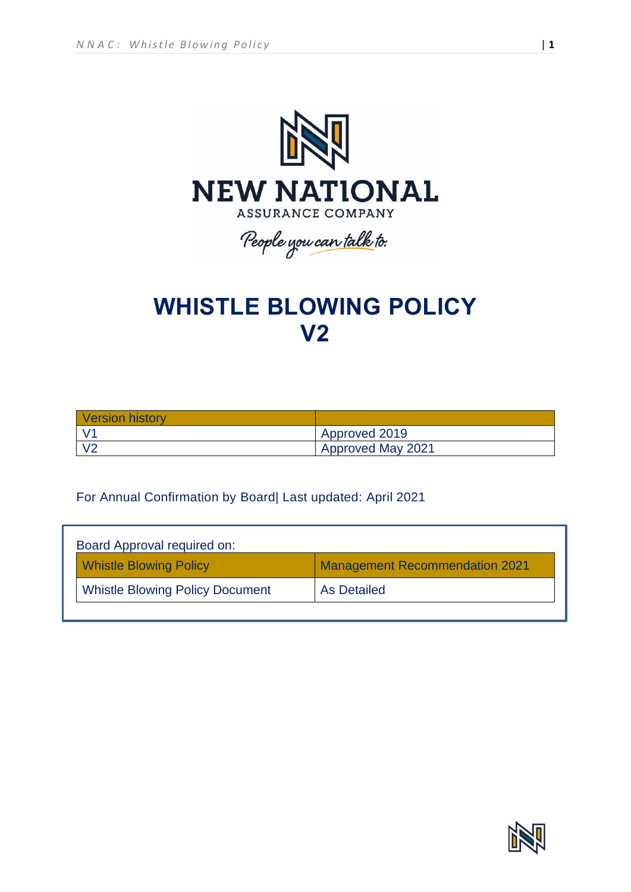NEW NATIONAL

ASSURANCE COMPANY

*People you can talk to.*

# WHISTLE BLOWING POLICY V2

| Version history | |
|---|---|
| V1 | Approved 2019 |
| V2 | Approved May 2021 |

For Annual Confirmation by Board| Last updated: April 2021

Board Approval required on:

| Whistle Blowing Policy | Management Recommendation 2021 |
|---|---|
| Whistle Blowing Policy Document | As Detailed |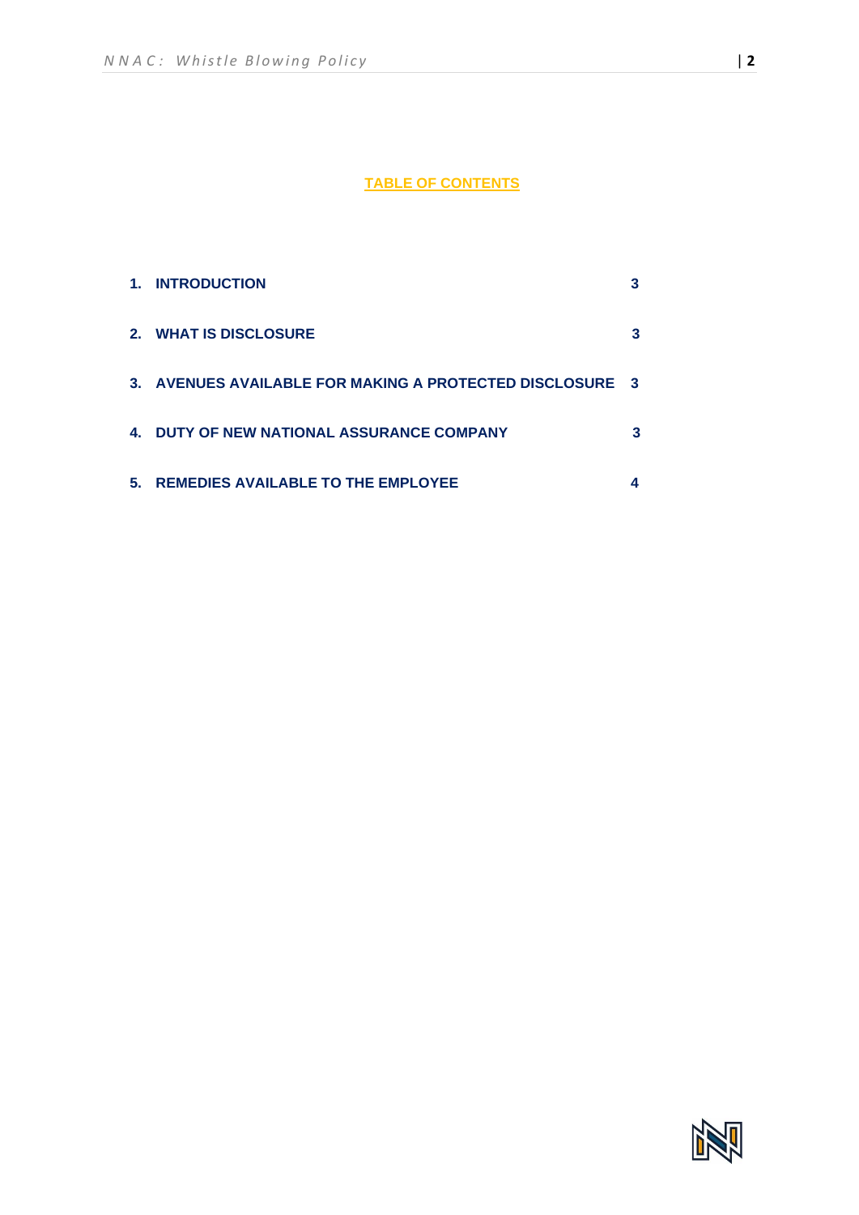## TABLE OF CONTENTS

| | | |
|---|---|---|
| 1. | **INTRODUCTION** | 3 |
| 2. | **WHAT IS DISCLOSURE** | 3 |
| 3. | **AVENUES AVAILABLE FOR MAKING A PROTECTED DISCLOSURE** | 3 |
| 4. | **DUTY OF NEW NATIONAL ASSURANCE COMPANY** | 3 |
| 5. | **REMEDIES AVAILABLE TO THE EMPLOYEE** | 4 |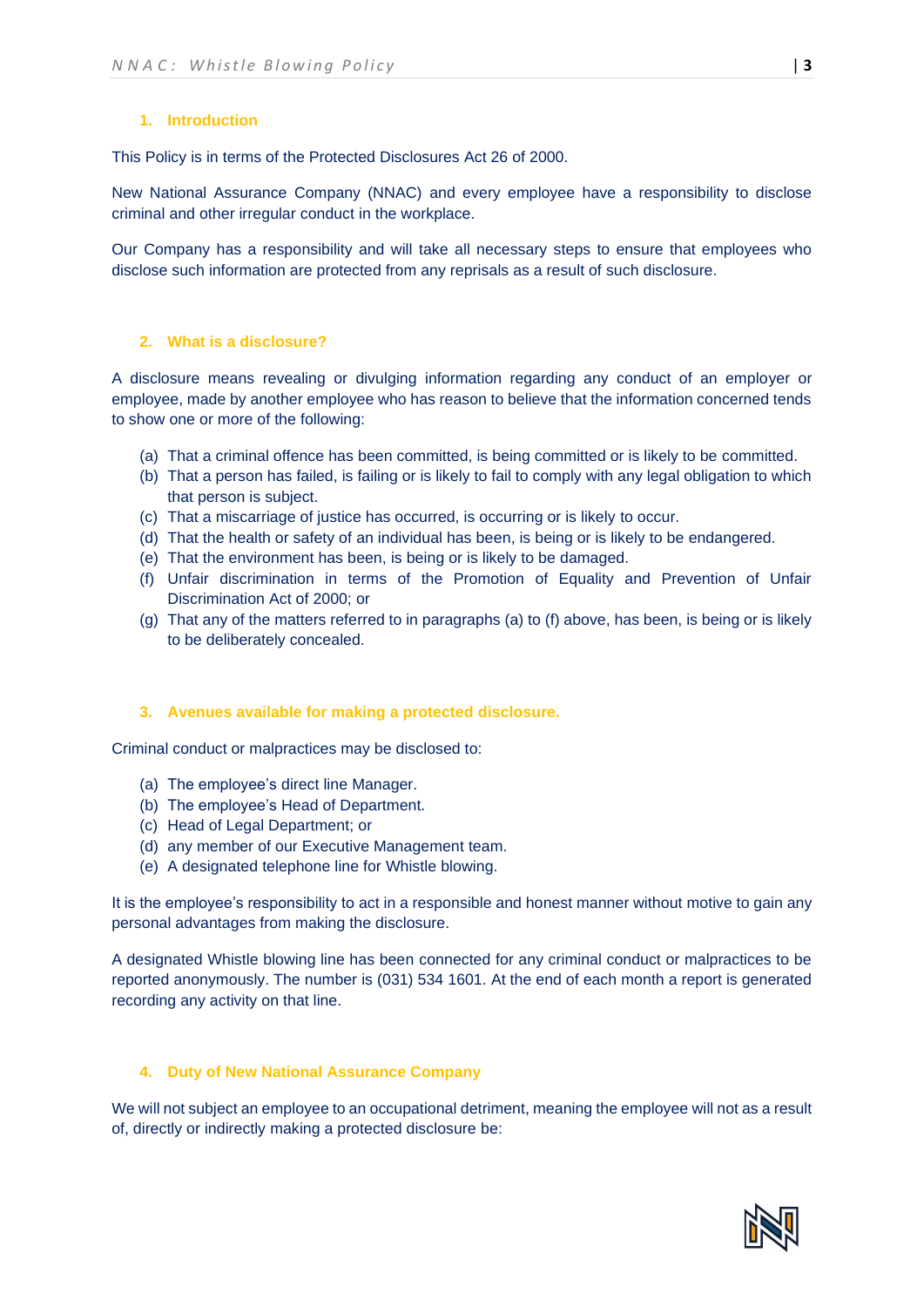## 1. Introduction

This Policy is in terms of the Protected Disclosures Act 26 of 2000.

New National Assurance Company (NNAC) and every employee have a responsibility to disclose criminal and other irregular conduct in the workplace.

Our Company has a responsibility and will take all necessary steps to ensure that employees who disclose such information are protected from any reprisals as a result of such disclosure.

## 2. What is a disclosure?

A disclosure means revealing or divulging information regarding any conduct of an employer or employee, made by another employee who has reason to believe that the information concerned tends to show one or more of the following:

(a) That a criminal offence has been committed, is being committed or is likely to be committed.
(b) That a person has failed, is failing or is likely to fail to comply with any legal obligation to which that person is subject.
(c) That a miscarriage of justice has occurred, is occurring or is likely to occur.
(d) That the health or safety of an individual has been, is being or is likely to be endangered.
(e) That the environment has been, is being or is likely to be damaged.
(f) Unfair discrimination in terms of the Promotion of Equality and Prevention of Unfair Discrimination Act of 2000; or
(g) That any of the matters referred to in paragraphs (a) to (f) above, has been, is being or is likely to be deliberately concealed.

## 3. Avenues available for making a protected disclosure.

Criminal conduct or malpractices may be disclosed to:

(a) The employee's direct line Manager.
(b) The employee's Head of Department.
(c) Head of Legal Department; or
(d) any member of our Executive Management team.
(e) A designated telephone line for Whistle blowing.

It is the employee's responsibility to act in a responsible and honest manner without motive to gain any personal advantages from making the disclosure.

A designated Whistle blowing line has been connected for any criminal conduct or malpractices to be reported anonymously. The number is (031) 534 1601. At the end of each month a report is generated recording any activity on that line.

## 4. Duty of New National Assurance Company

We will not subject an employee to an occupational detriment, meaning the employee will not as a result of, directly or indirectly making a protected disclosure be: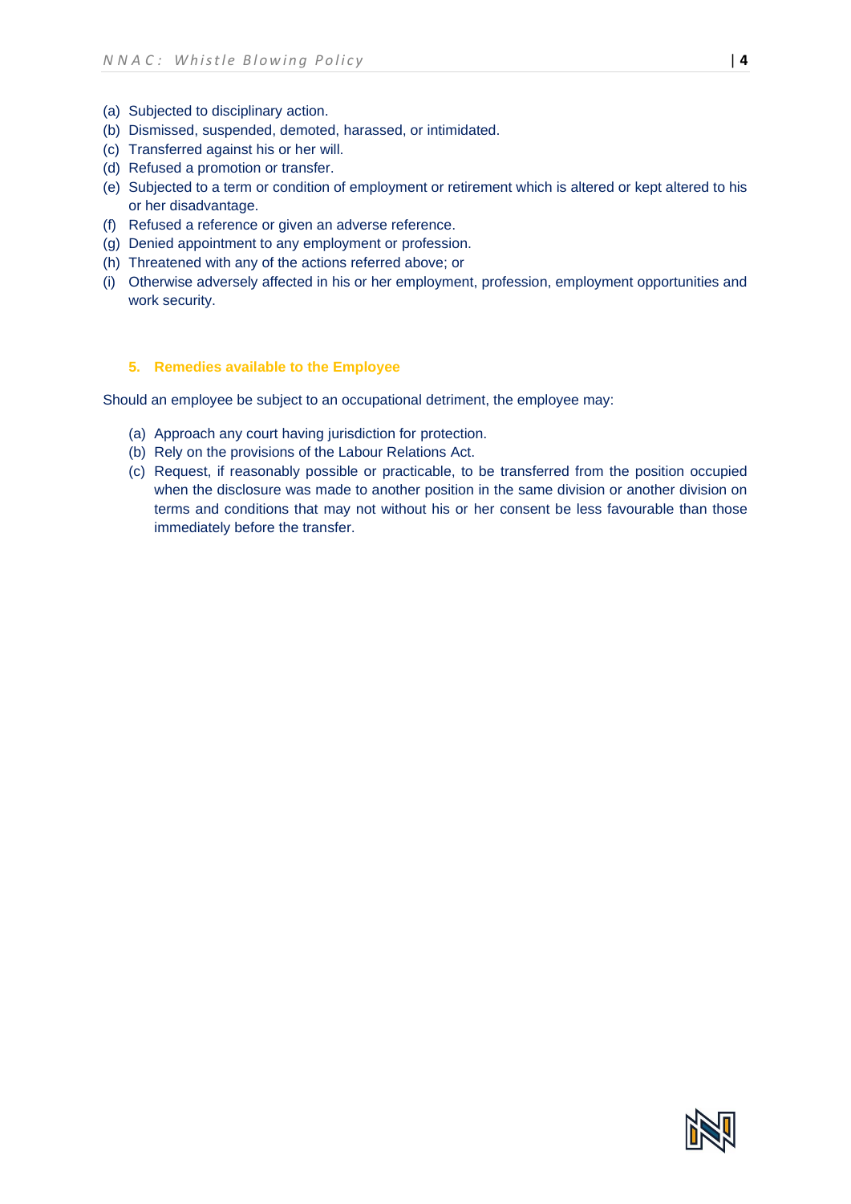(a) Subjected to disciplinary action.
(b) Dismissed, suspended, demoted, harassed, or intimidated.
(c) Transferred against his or her will.
(d) Refused a promotion or transfer.
(e) Subjected to a term or condition of employment or retirement which is altered or kept altered to his or her disadvantage.
(f) Refused a reference or given an adverse reference.
(g) Denied appointment to any employment or profession.
(h) Threatened with any of the actions referred above; or
(i) Otherwise adversely affected in his or her employment, profession, employment opportunities and work security.

## 5. Remedies available to the Employee

Should an employee be subject to an occupational detriment, the employee may:

(a) Approach any court having jurisdiction for protection.
(b) Rely on the provisions of the Labour Relations Act.
(c) Request, if reasonably possible or practicable, to be transferred from the position occupied when the disclosure was made to another position in the same division or another division on terms and conditions that may not without his or her consent be less favourable than those immediately before the transfer.